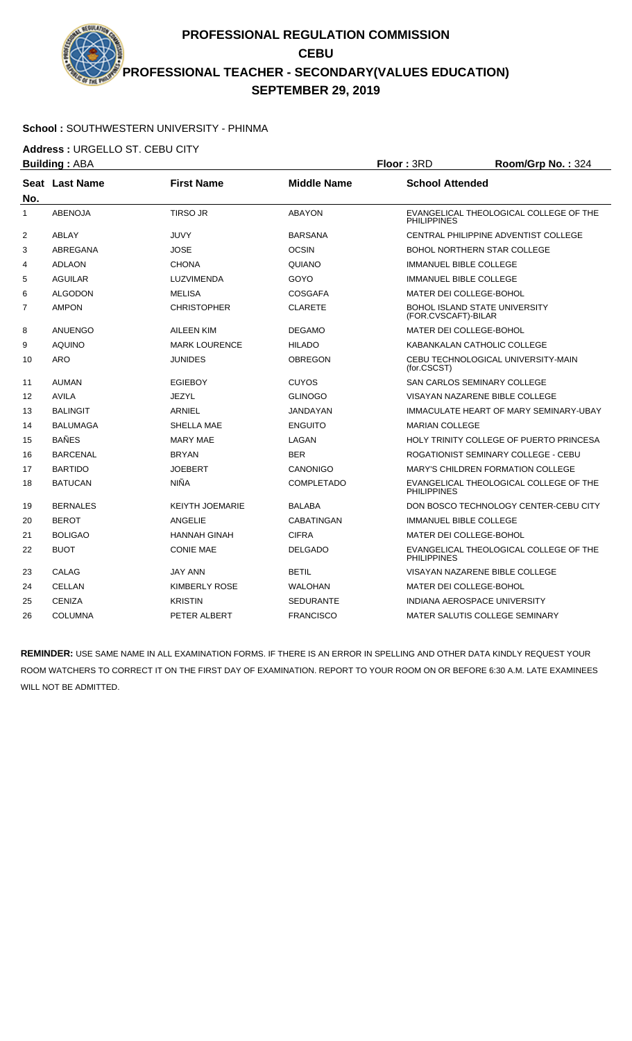# PROFESSIONAL REGULATION COMMISSION
## CEBU
## PROFESSIONAL TEACHER - SECONDARY(VALUES EDUCATION)
## SEPTEMBER 29, 2019

**School :** SOUTHWESTERN UNIVERSITY - PHINMA

**Address :** URGELLO ST. CEBU CITY

**Building :** ABA **Floor :** 3RD **Room/Grp No. :** 324

| Seat No. | Last Name | First Name | Middle Name | School Attended |
|---|---|---|---|---|
| 1 | ABENOJA | TIRSO JR | ABAYON | EVANGELICAL THEOLOGICAL COLLEGE OF THE PHILIPPINES |
| 2 | ABLAY | JUVY | BARSANA | CENTRAL PHILIPPINE ADVENTIST COLLEGE |
| 3 | ABREGANA | JOSE | OCSIN | BOHOL NORTHERN STAR COLLEGE |
| 4 | ADLAON | CHONA | QUIANO | IMMANUEL BIBLE COLLEGE |
| 5 | AGUILAR | LUZVIMENDA | GOYO | IMMANUEL BIBLE COLLEGE |
| 6 | ALGODON | MELISA | COSGAFA | MATER DEI COLLEGE-BOHOL |
| 7 | AMPON | CHRISTOPHER | CLARETE | BOHOL ISLAND STATE UNIVERSITY (FOR.CVSCAFT)-BILAR |
| 8 | ANUENGO | AILEEN KIM | DEGAMO | MATER DEI COLLEGE-BOHOL |
| 9 | AQUINO | MARK LOURENCE | HILADO | KABANKALAN CATHOLIC COLLEGE |
| 10 | ARO | JUNIDES | OBREGON | CEBU TECHNOLOGICAL UNIVERSITY-MAIN (for.CSCST) |
| 11 | AUMAN | EGIEBOY | CUYOS | SAN CARLOS SEMINARY COLLEGE |
| 12 | AVILA | JEZYL | GLINOGO | VISAYAN NAZARENE BIBLE COLLEGE |
| 13 | BALINGIT | ARNIEL | JANDAYAN | IMMACULATE HEART OF MARY SEMINARY-UBAY |
| 14 | BALUMAGA | SHELLA MAE | ENGUITO | MARIAN COLLEGE |
| 15 | BAÑES | MARY MAE | LAGAN | HOLY TRINITY COLLEGE OF PUERTO PRINCESA |
| 16 | BARCENAL | BRYAN | BER | ROGATIONIST SEMINARY COLLEGE - CEBU |
| 17 | BARTIDO | JOEBERT | CANONIGO | MARY'S CHILDREN FORMATION COLLEGE |
| 18 | BATUCAN | NIÑA | COMPLETADO | EVANGELICAL THEOLOGICAL COLLEGE OF THE PHILIPPINES |
| 19 | BERNALES | KEIYTH JOEMARIE | BALABA | DON BOSCO TECHNOLOGY CENTER-CEBU CITY |
| 20 | BEROT | ANGELIE | CABATINGAN | IMMANUEL BIBLE COLLEGE |
| 21 | BOLIGAO | HANNAH GINAH | CIFRA | MATER DEI COLLEGE-BOHOL |
| 22 | BUOT | CONIE MAE | DELGADO | EVANGELICAL THEOLOGICAL COLLEGE OF THE PHILIPPINES |
| 23 | CALAG | JAY ANN | BETIL | VISAYAN NAZARENE BIBLE COLLEGE |
| 24 | CELLAN | KIMBERLY ROSE | WALOHAN | MATER DEI COLLEGE-BOHOL |
| 25 | CENIZA | KRISTIN | SEDURANTE | INDIANA AEROSPACE UNIVERSITY |
| 26 | COLUMNA | PETER ALBERT | FRANCISCO | MATER SALUTIS COLLEGE SEMINARY |

**REMINDER:** USE SAME NAME IN ALL EXAMINATION FORMS. IF THERE IS AN ERROR IN SPELLING AND OTHER DATA KINDLY REQUEST YOUR ROOM WATCHERS TO CORRECT IT ON THE FIRST DAY OF EXAMINATION. REPORT TO YOUR ROOM ON OR BEFORE 6:30 A.M. LATE EXAMINEES WILL NOT BE ADMITTED.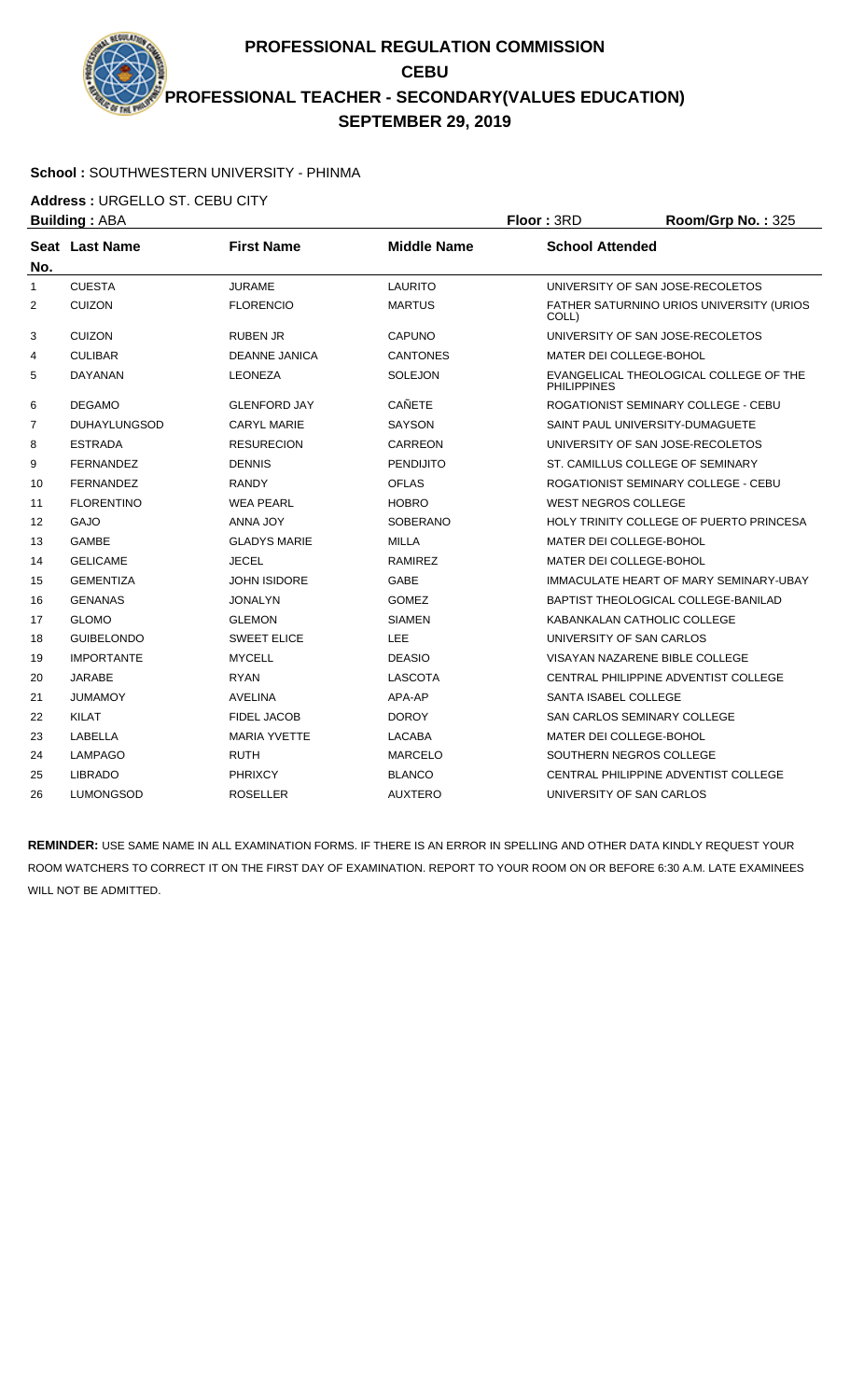# PROFESSIONAL REGULATION COMMISSION
## CEBU
## PROFESSIONAL TEACHER - SECONDARY(VALUES EDUCATION)
## SEPTEMBER 29, 2019

**School :** SOUTHWESTERN UNIVERSITY - PHINMA

**Address :** URGELLO ST. CEBU CITY

**Building :** ABA **Floor :** 3RD **Room/Grp No. :** 325

| Seat No. | Last Name | First Name | Middle Name | School Attended |
|---|---|---|---|---|
| 1 | CUESTA | JURAME | LAURITO | UNIVERSITY OF SAN JOSE-RECOLETOS |
| 2 | CUIZON | FLORENCIO | MARTUS | FATHER SATURNINO URIOS UNIVERSITY (URIOS COLL) |
| 3 | CUIZON | RUBEN JR | CAPUNO | UNIVERSITY OF SAN JOSE-RECOLETOS |
| 4 | CULIBAR | DEANNE JANICA | CANTONES | MATER DEI COLLEGE-BOHOL |
| 5 | DAYANAN | LEONEZA | SOLEJON | EVANGELICAL THEOLOGICAL COLLEGE OF THE PHILIPPINES |
| 6 | DEGAMO | GLENFORD JAY | CAÑETE | ROGATIONIST SEMINARY COLLEGE - CEBU |
| 7 | DUHAYLUNGSOD | CARYL MARIE | SAYSON | SAINT PAUL UNIVERSITY-DUMAGUETE |
| 8 | ESTRADA | RESURECION | CARREON | UNIVERSITY OF SAN JOSE-RECOLETOS |
| 9 | FERNANDEZ | DENNIS | PENDIJITO | ST. CAMILLUS COLLEGE OF SEMINARY |
| 10 | FERNANDEZ | RANDY | OFLAS | ROGATIONIST SEMINARY COLLEGE - CEBU |
| 11 | FLORENTINO | WEA PEARL | HOBRO | WEST NEGROS COLLEGE |
| 12 | GAJO | ANNA JOY | SOBERANO | HOLY TRINITY COLLEGE OF PUERTO PRINCESA |
| 13 | GAMBE | GLADYS MARIE | MILLA | MATER DEI COLLEGE-BOHOL |
| 14 | GELICAME | JECEL | RAMIREZ | MATER DEI COLLEGE-BOHOL |
| 15 | GEMENTIZA | JOHN ISIDORE | GABE | IMMACULATE HEART OF MARY SEMINARY-UBAY |
| 16 | GENANAS | JONALYN | GOMEZ | BAPTIST THEOLOGICAL COLLEGE-BANILAD |
| 17 | GLOMO | GLEMON | SIAMEN | KABANKALAN CATHOLIC COLLEGE |
| 18 | GUIBELONDO | SWEET ELICE | LEE | UNIVERSITY OF SAN CARLOS |
| 19 | IMPORTANTE | MYCELL | DEASIO | VISAYAN NAZARENE BIBLE COLLEGE |
| 20 | JARABE | RYAN | LASCOTA | CENTRAL PHILIPPINE ADVENTIST COLLEGE |
| 21 | JUMAMOY | AVELINA | APA-AP | SANTA ISABEL COLLEGE |
| 22 | KILAT | FIDEL JACOB | DOROY | SAN CARLOS SEMINARY COLLEGE |
| 23 | LABELLA | MARIA YVETTE | LACABA | MATER DEI COLLEGE-BOHOL |
| 24 | LAMPAGO | RUTH | MARCELO | SOUTHERN NEGROS COLLEGE |
| 25 | LIBRADO | PHRIXCY | BLANCO | CENTRAL PHILIPPINE ADVENTIST COLLEGE |
| 26 | LUMONGSOD | ROSELLER | AUXTERO | UNIVERSITY OF SAN CARLOS |

**REMINDER:** USE SAME NAME IN ALL EXAMINATION FORMS. IF THERE IS AN ERROR IN SPELLING AND OTHER DATA KINDLY REQUEST YOUR ROOM WATCHERS TO CORRECT IT ON THE FIRST DAY OF EXAMINATION. REPORT TO YOUR ROOM ON OR BEFORE 6:30 A.M. LATE EXAMINEES WILL NOT BE ADMITTED.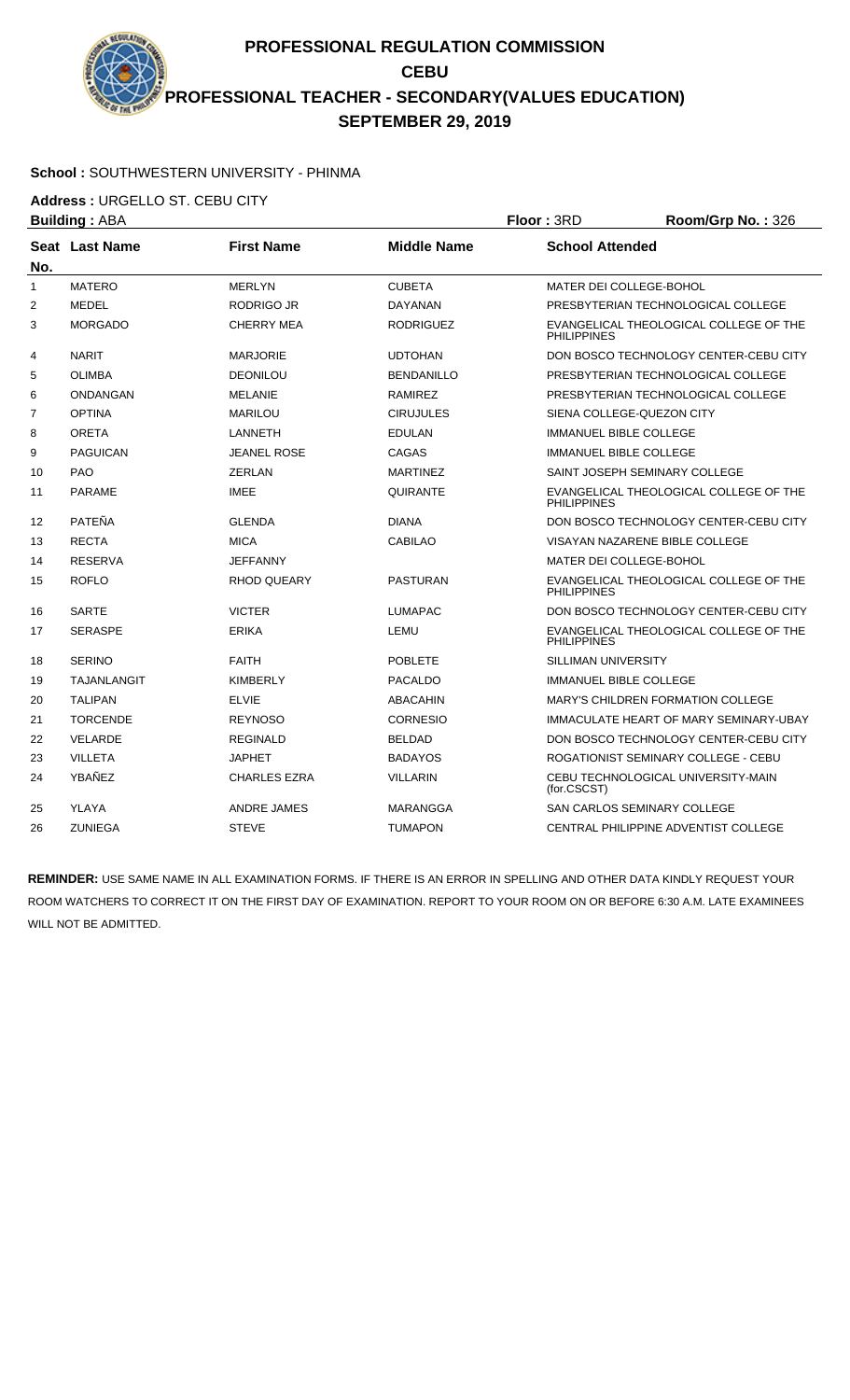# PROFESSIONAL REGULATION COMMISSION
## CEBU
## PROFESSIONAL TEACHER - SECONDARY(VALUES EDUCATION)
## SEPTEMBER 29, 2019

**School :** SOUTHWESTERN UNIVERSITY - PHINMA

**Address :** URGELLO ST. CEBU CITY

**Building :** ABA **Floor :** 3RD **Room/Grp No. :** 326

| Seat No. | Last Name | First Name | Middle Name | School Attended |
|---|---|---|---|---|
| 1 | MATERO | MERLYN | CUBETA | MATER DEI COLLEGE-BOHOL |
| 2 | MEDEL | RODRIGO JR | DAYANAN | PRESBYTERIAN TECHNOLOGICAL COLLEGE |
| 3 | MORGADO | CHERRY MEA | RODRIGUEZ | EVANGELICAL THEOLOGICAL COLLEGE OF THE PHILIPPINES |
| 4 | NARIT | MARJORIE | UDTOHAN | DON BOSCO TECHNOLOGY CENTER-CEBU CITY |
| 5 | OLIMBA | DEONILOU | BENDANILLO | PRESBYTERIAN TECHNOLOGICAL COLLEGE |
| 6 | ONDANGAN | MELANIE | RAMIREZ | PRESBYTERIAN TECHNOLOGICAL COLLEGE |
| 7 | OPTINA | MARILOU | CIRUJULES | SIENA COLLEGE-QUEZON CITY |
| 8 | ORETA | LANNETH | EDULAN | IMMANUEL BIBLE COLLEGE |
| 9 | PAGUICAN | JEANEL ROSE | CAGAS | IMMANUEL BIBLE COLLEGE |
| 10 | PAO | ZERLAN | MARTINEZ | SAINT JOSEPH SEMINARY COLLEGE |
| 11 | PARAME | IMEE | QUIRANTE | EVANGELICAL THEOLOGICAL COLLEGE OF THE PHILIPPINES |
| 12 | PATEÑA | GLENDA | DIANA | DON BOSCO TECHNOLOGY CENTER-CEBU CITY |
| 13 | RECTA | MICA | CABILAO | VISAYAN NAZARENE BIBLE COLLEGE |
| 14 | RESERVA | JEFFANNY | | MATER DEI COLLEGE-BOHOL |
| 15 | ROFLO | RHOD QUEARY | PASTURAN | EVANGELICAL THEOLOGICAL COLLEGE OF THE PHILIPPINES |
| 16 | SARTE | VICTER | LUMAPAC | DON BOSCO TECHNOLOGY CENTER-CEBU CITY |
| 17 | SERASPE | ERIKA | LEMU | EVANGELICAL THEOLOGICAL COLLEGE OF THE PHILIPPINES |
| 18 | SERINO | FAITH | POBLETE | SILLIMAN UNIVERSITY |
| 19 | TAJANLANGIT | KIMBERLY | PACALDO | IMMANUEL BIBLE COLLEGE |
| 20 | TALIPAN | ELVIE | ABACAHIN | MARY'S CHILDREN FORMATION COLLEGE |
| 21 | TORCENDE | REYNOSO | CORNESIO | IMMACULATE HEART OF MARY SEMINARY-UBAY |
| 22 | VELARDE | REGINALD | BELDAD | DON BOSCO TECHNOLOGY CENTER-CEBU CITY |
| 23 | VILLETA | JAPHET | BADAYOS | ROGATIONIST SEMINARY COLLEGE - CEBU |
| 24 | YBAÑEZ | CHARLES EZRA | VILLARIN | CEBU TECHNOLOGICAL UNIVERSITY-MAIN (for.CSCST) |
| 25 | YLAYA | ANDRE JAMES | MARANGGA | SAN CARLOS SEMINARY COLLEGE |
| 26 | ZUNIEGA | STEVE | TUMAPON | CENTRAL PHILIPPINE ADVENTIST COLLEGE |

**REMINDER:** USE SAME NAME IN ALL EXAMINATION FORMS. IF THERE IS AN ERROR IN SPELLING AND OTHER DATA KINDLY REQUEST YOUR ROOM WATCHERS TO CORRECT IT ON THE FIRST DAY OF EXAMINATION. REPORT TO YOUR ROOM ON OR BEFORE 6:30 A.M. LATE EXAMINEES WILL NOT BE ADMITTED.